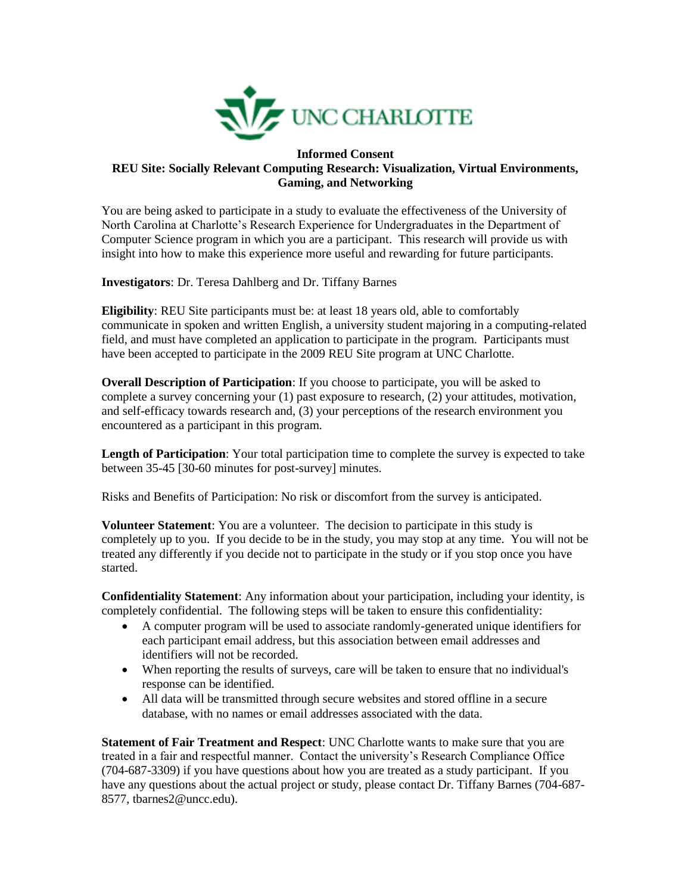UNC CHARLOTTE

**Informed Consent**
**REU Site: Socially Relevant Computing Research: Visualization, Virtual Environments, Gaming, and Networking**

You are being asked to participate in a study to evaluate the effectiveness of the University of North Carolina at Charlotte's Research Experience for Undergraduates in the Department of Computer Science program in which you are a participant. This research will provide us with insight into how to make this experience more useful and rewarding for future participants.

**Investigators**: Dr. Teresa Dahlberg and Dr. Tiffany Barnes

**Eligibility**: REU Site participants must be: at least 18 years old, able to comfortably communicate in spoken and written English, a university student majoring in a computing-related field, and must have completed an application to participate in the program. Participants must have been accepted to participate in the 2009 REU Site program at UNC Charlotte.

**Overall Description of Participation**: If you choose to participate, you will be asked to complete a survey concerning your (1) past exposure to research, (2) your attitudes, motivation, and self-efficacy towards research and, (3) your perceptions of the research environment you encountered as a participant in this program.

**Length of Participation**: Your total participation time to complete the survey is expected to take between 35-45 [30-60 minutes for post-survey] minutes.

Risks and Benefits of Participation: No risk or discomfort from the survey is anticipated.

**Volunteer Statement**: You are a volunteer. The decision to participate in this study is completely up to you. If you decide to be in the study, you may stop at any time. You will not be treated any differently if you decide not to participate in the study or if you stop once you have started.

**Confidentiality Statement**: Any information about your participation, including your identity, is completely confidential. The following steps will be taken to ensure this confidentiality:

- A computer program will be used to associate randomly-generated unique identifiers for each participant email address, but this association between email addresses and identifiers will not be recorded.
- When reporting the results of surveys, care will be taken to ensure that no individual's response can be identified.
- All data will be transmitted through secure websites and stored offline in a secure database, with no names or email addresses associated with the data.

**Statement of Fair Treatment and Respect**: UNC Charlotte wants to make sure that you are treated in a fair and respectful manner. Contact the university's Research Compliance Office (704-687-3309) if you have questions about how you are treated as a study participant. If you have any questions about the actual project or study, please contact Dr. Tiffany Barnes (704-687-8577, tbarnes2@uncc.edu).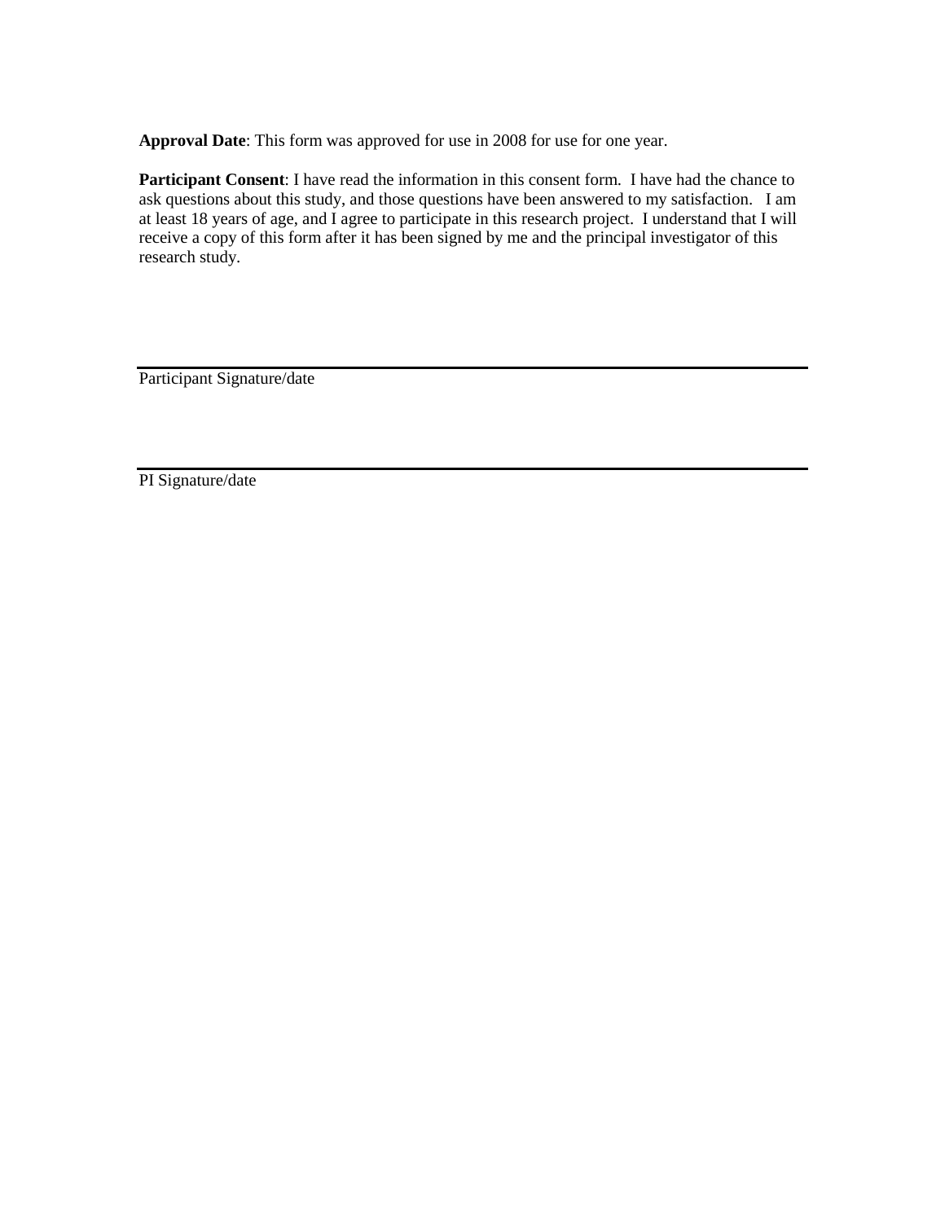**Approval Date**: This form was approved for use in 2008 for use for one year.

**Participant Consent**: I have read the information in this consent form. I have had the chance to ask questions about this study, and those questions have been answered to my satisfaction. I am at least 18 years of age, and I agree to participate in this research project. I understand that I will receive a copy of this form after it has been signed by me and the principal investigator of this research study.

---

Participant Signature/date

---

PI Signature/date